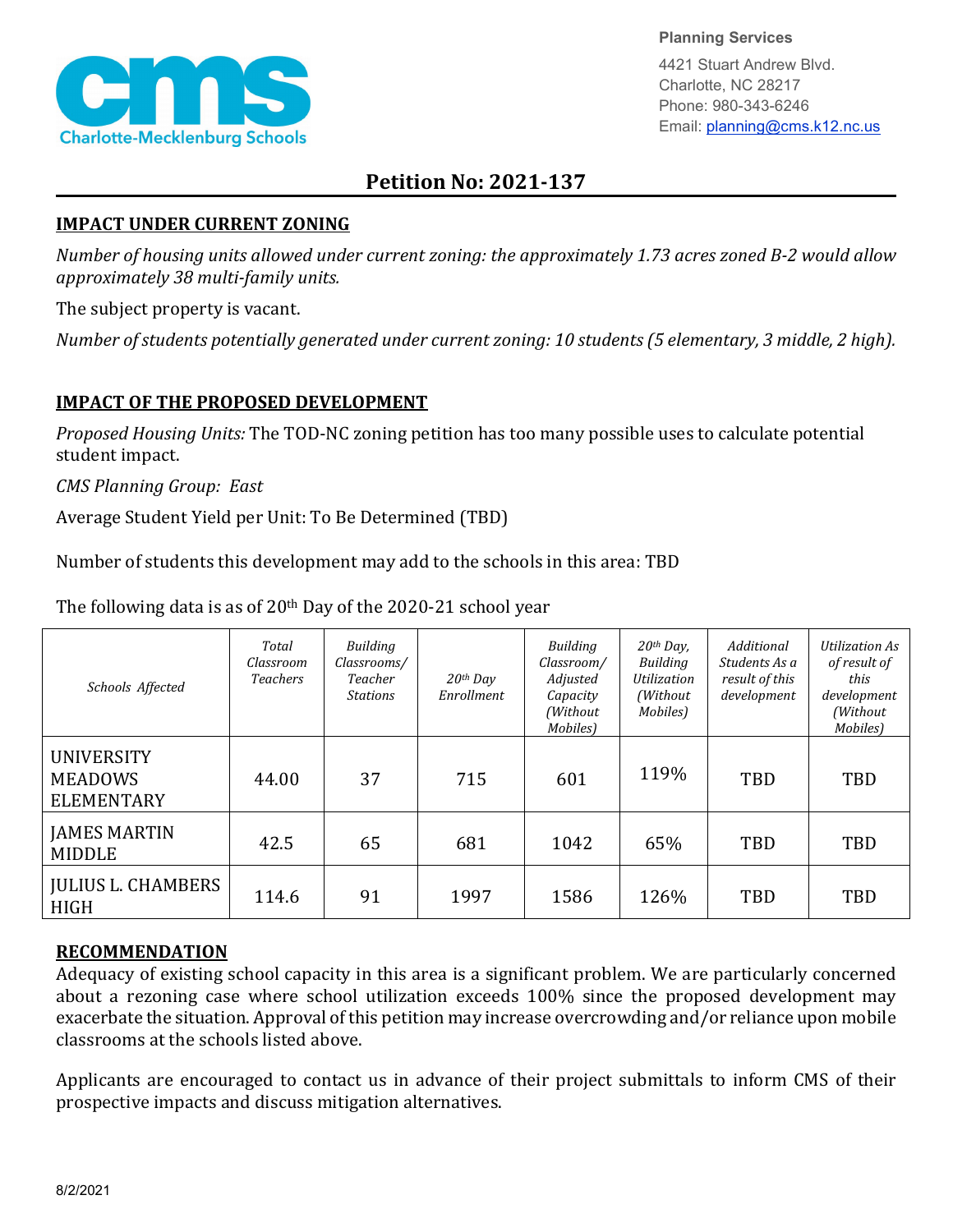**Planning Services**

4421 Stuart Andrew Blvd.
Charlotte, NC 28217
Phone: 980-343-6246
Email: planning@cms.k12.nc.us

# Petition No: 2021-137

## IMPACT UNDER CURRENT ZONING

*Number of housing units allowed under current zoning: the approximately 1.73 acres zoned B-2 would allow approximately 38 multi-family units.*

The subject property is vacant.

*Number of students potentially generated under current zoning: 10 students (5 elementary, 3 middle, 2 high).*

## IMPACT OF THE PROPOSED DEVELOPMENT

*Proposed Housing Units:* The TOD-NC zoning petition has too many possible uses to calculate potential student impact.

*CMS Planning Group:* East

Average Student Yield per Unit: To Be Determined (TBD)

Number of students this development may add to the schools in this area: TBD

The following data is as of 20th Day of the 2020-21 school year

| *Schools Affected* | *Total Classroom Teachers* | *Building Classrooms/ Teacher Stations* | *20th Day Enrollment* | *Building Classroom/ Adjusted Capacity (Without Mobiles)* | *20th Day, Building Utilization (Without Mobiles)* | *Additional Students As a result of this development* | *Utilization As of result of this development (Without Mobiles)* |
|---|---|---|---|---|---|---|---|
| UNIVERSITY MEADOWS ELEMENTARY | 44.00 | 37 | 715 | 601 | 119% | TBD | TBD |
| JAMES MARTIN MIDDLE | 42.5 | 65 | 681 | 1042 | 65% | TBD | TBD |
| JULIUS L. CHAMBERS HIGH | 114.6 | 91 | 1997 | 1586 | 126% | TBD | TBD |

## RECOMMENDATION

Adequacy of existing school capacity in this area is a significant problem. We are particularly concerned about a rezoning case where school utilization exceeds 100% since the proposed development may exacerbate the situation. Approval of this petition may increase overcrowding and/or reliance upon mobile classrooms at the schools listed above.

Applicants are encouraged to contact us in advance of their project submittals to inform CMS of their prospective impacts and discuss mitigation alternatives.

8/2/2021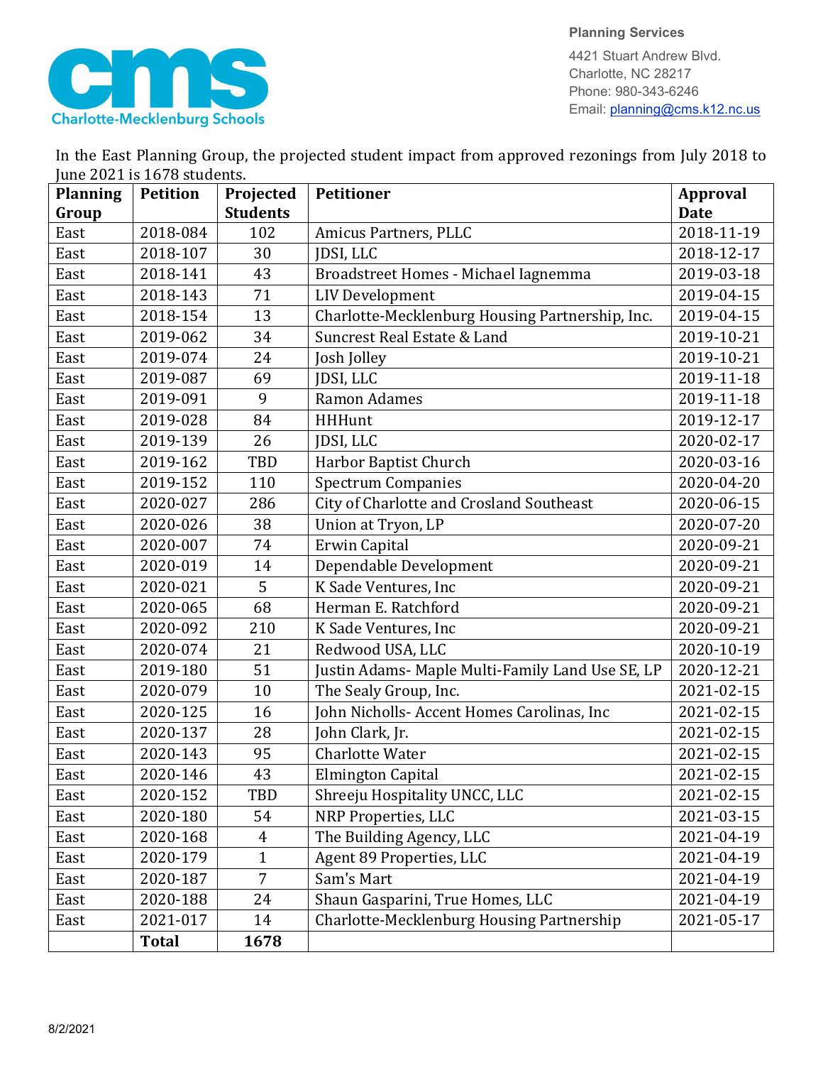Planning Services

4421 Stuart Andrew Blvd.
Charlotte, NC 28217
Phone: 980-343-6246
Email: planning@cms.k12.nc.us

In the East Planning Group, the projected student impact from approved rezonings from July 2018 to June 2021 is 1678 students.

| Planning Group | Petition | Projected Students | Petitioner | Approval Date |
|---|---|---|---|---|
| East | 2018-084 | 102 | Amicus Partners, PLLC | 2018-11-19 |
| East | 2018-107 | 30 | JDSI, LLC | 2018-12-17 |
| East | 2018-141 | 43 | Broadstreet Homes - Michael Iagnemma | 2019-03-18 |
| East | 2018-143 | 71 | LIV Development | 2019-04-15 |
| East | 2018-154 | 13 | Charlotte-Mecklenburg Housing Partnership, Inc. | 2019-04-15 |
| East | 2019-062 | 34 | Suncrest Real Estate & Land | 2019-10-21 |
| East | 2019-074 | 24 | Josh Jolley | 2019-10-21 |
| East | 2019-087 | 69 | JDSI, LLC | 2019-11-18 |
| East | 2019-091 | 9 | Ramon Adames | 2019-11-18 |
| East | 2019-028 | 84 | HHHunt | 2019-12-17 |
| East | 2019-139 | 26 | JDSI, LLC | 2020-02-17 |
| East | 2019-162 | TBD | Harbor Baptist Church | 2020-03-16 |
| East | 2019-152 | 110 | Spectrum Companies | 2020-04-20 |
| East | 2020-027 | 286 | City of Charlotte and Crosland Southeast | 2020-06-15 |
| East | 2020-026 | 38 | Union at Tryon, LP | 2020-07-20 |
| East | 2020-007 | 74 | Erwin Capital | 2020-09-21 |
| East | 2020-019 | 14 | Dependable Development | 2020-09-21 |
| East | 2020-021 | 5 | K Sade Ventures, Inc | 2020-09-21 |
| East | 2020-065 | 68 | Herman E. Ratchford | 2020-09-21 |
| East | 2020-092 | 210 | K Sade Ventures, Inc | 2020-09-21 |
| East | 2020-074 | 21 | Redwood USA, LLC | 2020-10-19 |
| East | 2019-180 | 51 | Justin Adams- Maple Multi-Family Land Use SE, LP | 2020-12-21 |
| East | 2020-079 | 10 | The Sealy Group, Inc. | 2021-02-15 |
| East | 2020-125 | 16 | John Nicholls- Accent Homes Carolinas, Inc | 2021-02-15 |
| East | 2020-137 | 28 | John Clark, Jr. | 2021-02-15 |
| East | 2020-143 | 95 | Charlotte Water | 2021-02-15 |
| East | 2020-146 | 43 | Elmington Capital | 2021-02-15 |
| East | 2020-152 | TBD | Shreeju Hospitality UNCC, LLC | 2021-02-15 |
| East | 2020-180 | 54 | NRP Properties, LLC | 2021-03-15 |
| East | 2020-168 | 4 | The Building Agency, LLC | 2021-04-19 |
| East | 2020-179 | 1 | Agent 89 Properties, LLC | 2021-04-19 |
| East | 2020-187 | 7 | Sam's Mart | 2021-04-19 |
| East | 2020-188 | 24 | Shaun Gasparini, True Homes, LLC | 2021-04-19 |
| East | 2021-017 | 14 | Charlotte-Mecklenburg Housing Partnership | 2021-05-17 |
| | **Total** | **1678** | | |

8/2/2021